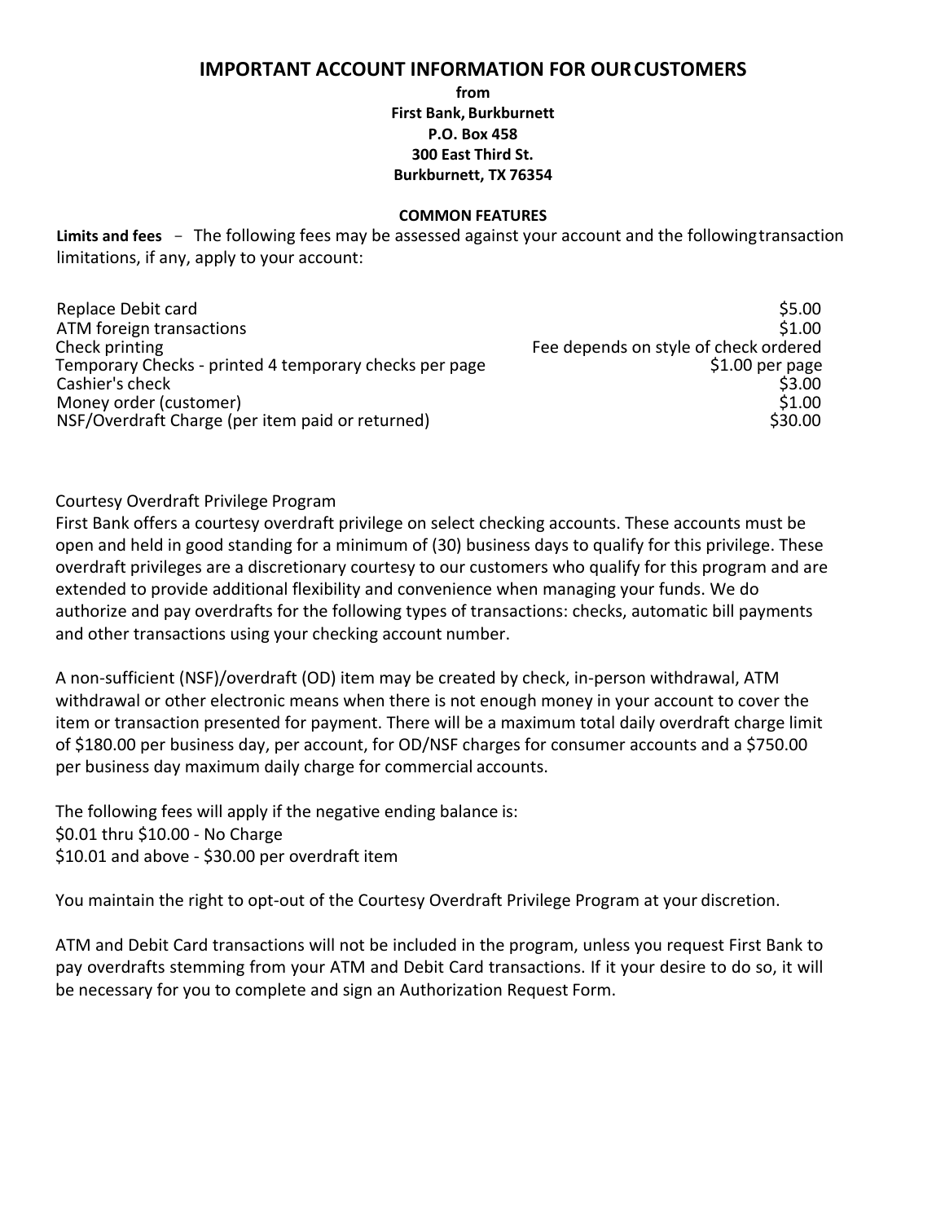# IMPORTANT ACCOUNT INFORMATION FOR OUR CUSTOMERS

**from**
**First Bank, Burkburnett**
**P.O. Box 458**
**300 East Third St.**
**Burkburnett, TX 76354**

## COMMON FEATURES

**Limits and fees** – The following fees may be assessed against your account and the following transaction limitations, if any, apply to your account:

| | |
|---|---|
| Replace Debit card | $5.00 |
| ATM foreign transactions | $1.00 |
| Check printing | Fee depends on style of check ordered |
| Temporary Checks - printed 4 temporary checks per page | $1.00 per page |
| Cashier's check | $3.00 |
| Money order (customer) | $1.00 |
| NSF/Overdraft Charge (per item paid or returned) | $30.00 |

Courtesy Overdraft Privilege Program

First Bank offers a courtesy overdraft privilege on select checking accounts. These accounts must be open and held in good standing for a minimum of (30) business days to qualify for this privilege. These overdraft privileges are a discretionary courtesy to our customers who qualify for this program and are extended to provide additional flexibility and convenience when managing your funds. We do authorize and pay overdrafts for the following types of transactions: checks, automatic bill payments and other transactions using your checking account number.

A non-sufficient (NSF)/overdraft (OD) item may be created by check, in-person withdrawal, ATM withdrawal or other electronic means when there is not enough money in your account to cover the item or transaction presented for payment. There will be a maximum total daily overdraft charge limit of $180.00 per business day, per account, for OD/NSF charges for consumer accounts and a $750.00 per business day maximum daily charge for commercial accounts.

The following fees will apply if the negative ending balance is:
$0.01 thru $10.00 - No Charge
$10.01 and above - $30.00 per overdraft item

You maintain the right to opt-out of the Courtesy Overdraft Privilege Program at your discretion.

ATM and Debit Card transactions will not be included in the program, unless you request First Bank to pay overdrafts stemming from your ATM and Debit Card transactions. If it your desire to do so, it will be necessary for you to complete and sign an Authorization Request Form.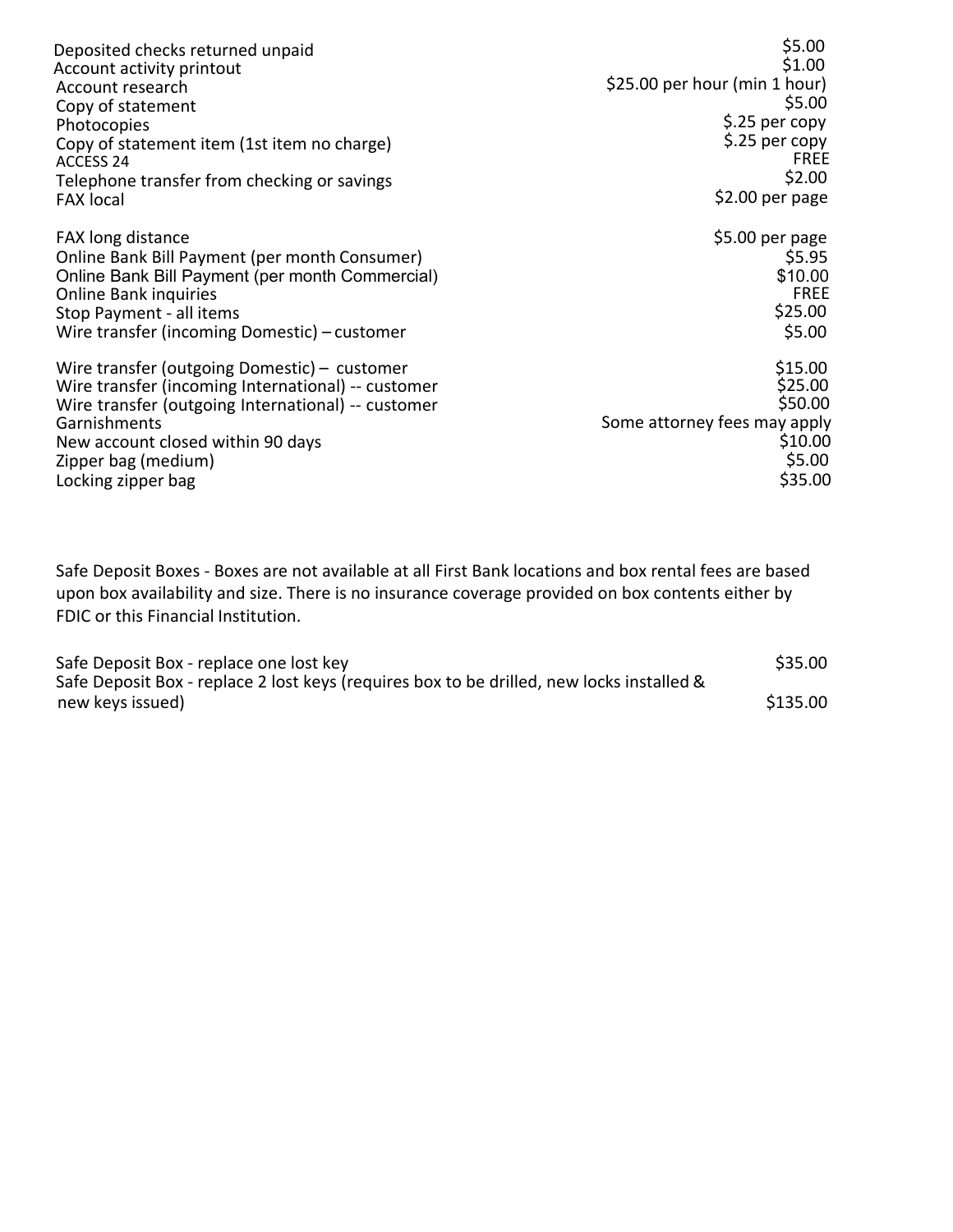| | |
|---|---|
| Deposited checks returned unpaid | $5.00 |
| Account activity printout | $1.00 |
| Account research | $25.00 per hour (min 1 hour) |
| Copy of statement | $5.00 |
| Photocopies | $.25 per copy |
| Copy of statement item (1st item no charge) | $.25 per copy |
| ACCESS 24 | FREE |
| Telephone transfer from checking or savings | $2.00 |
| FAX local | $2.00 per page |
| FAX long distance | $5.00 per page |
| Online Bank Bill Payment (per month Consumer) | $5.95 |
| Online Bank Bill Payment (per month Commercial) | $10.00 |
| Online Bank inquiries | FREE |
| Stop Payment - all items | $25.00 |
| Wire transfer (incoming Domestic) – customer | $5.00 |
| Wire transfer (outgoing Domestic) – customer | $15.00 |
| Wire transfer (incoming International) -- customer | $25.00 |
| Wire transfer (outgoing International) -- customer | $50.00 |
| Garnishments | Some attorney fees may apply |
| New account closed within 90 days | $10.00 |
| Zipper bag (medium) | $5.00 |
| Locking zipper bag | $35.00 |

Safe Deposit Boxes - Boxes are not available at all First Bank locations and box rental fees are based upon box availability and size. There is no insurance coverage provided on box contents either by FDIC or this Financial Institution.

| | |
|---|---|
| Safe Deposit Box - replace one lost key | $35.00 |
| Safe Deposit Box - replace 2 lost keys (requires box to be drilled, new locks installed & new keys issued) | $135.00 |